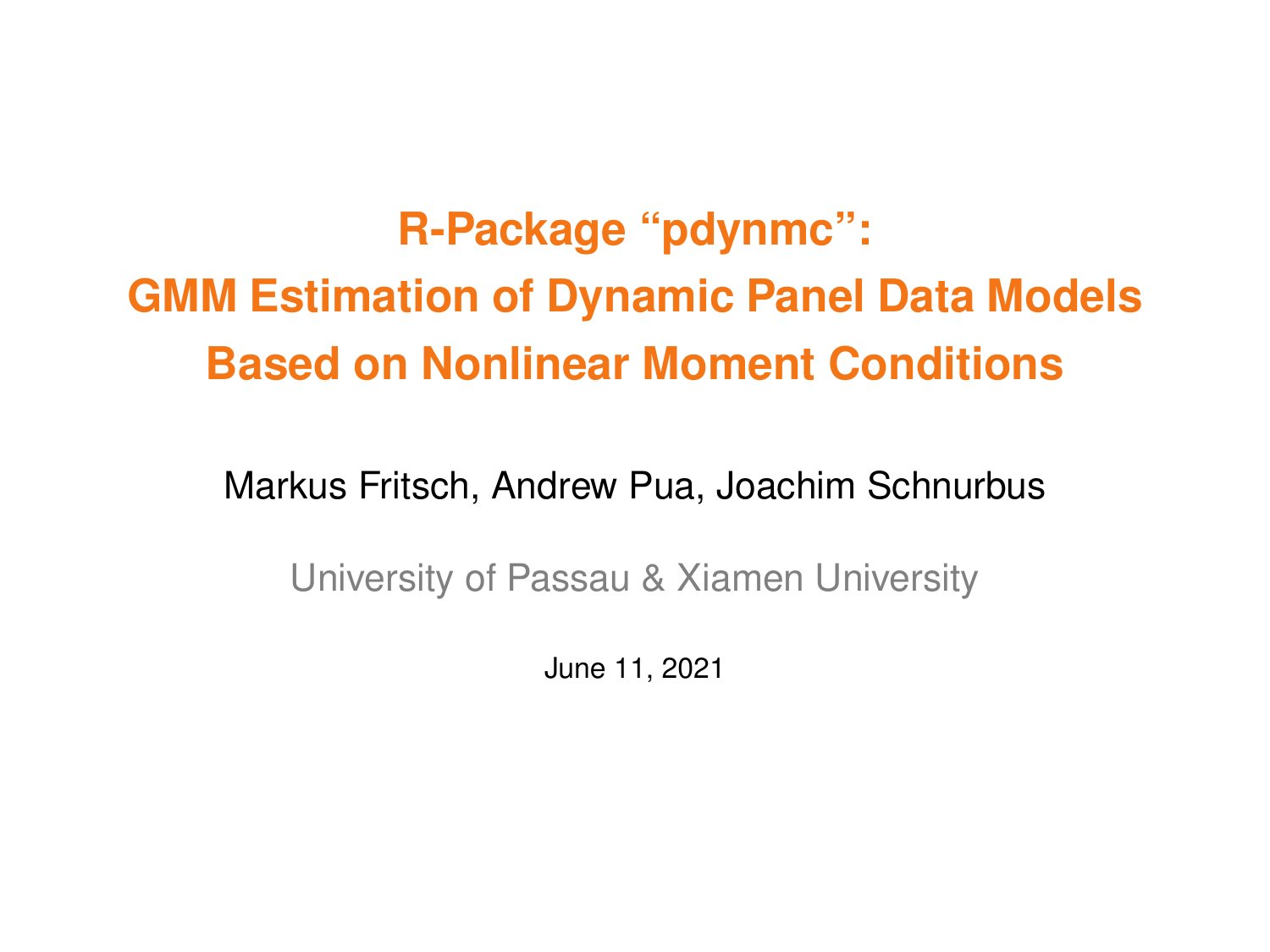# R-Package “pdynmc”: GMM Estimation of Dynamic Panel Data Models Based on Nonlinear Moment Conditions

Markus Fritsch, Andrew Pua, Joachim Schnurbus

University of Passau & Xiamen University

June 11, 2021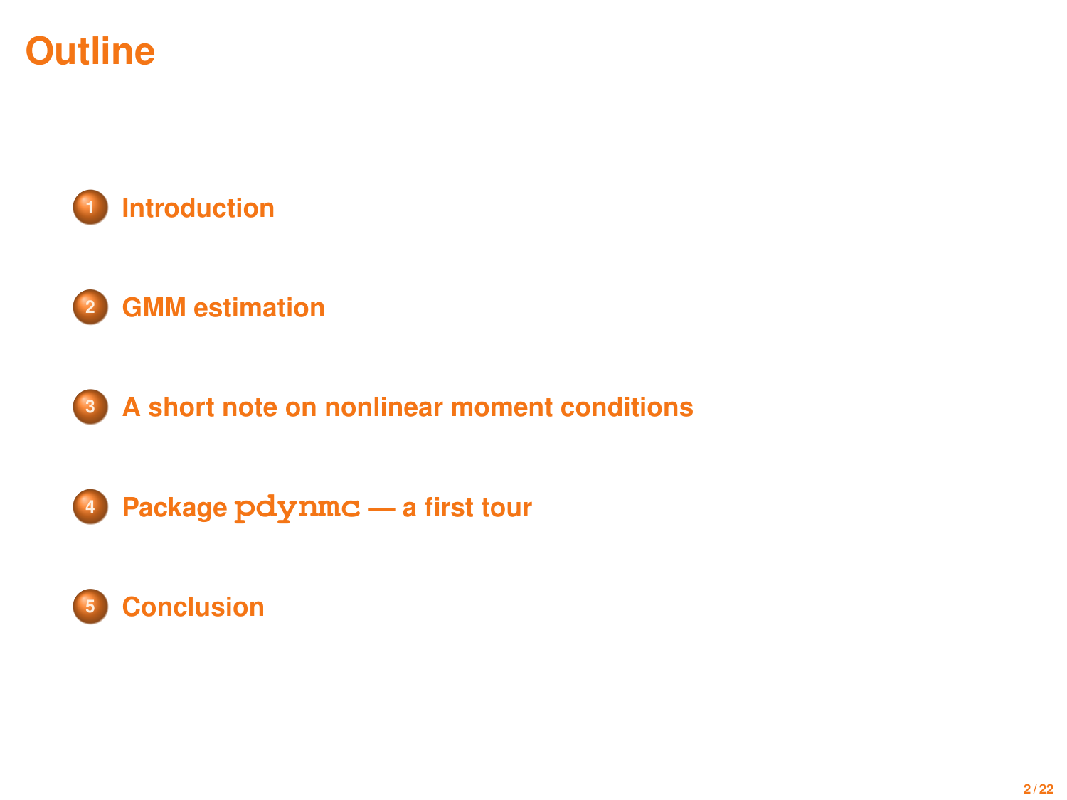# Outline

1. Introduction
2. GMM estimation
3. A short note on nonlinear moment conditions
4. Package `pdynmc` — a first tour
5. Conclusion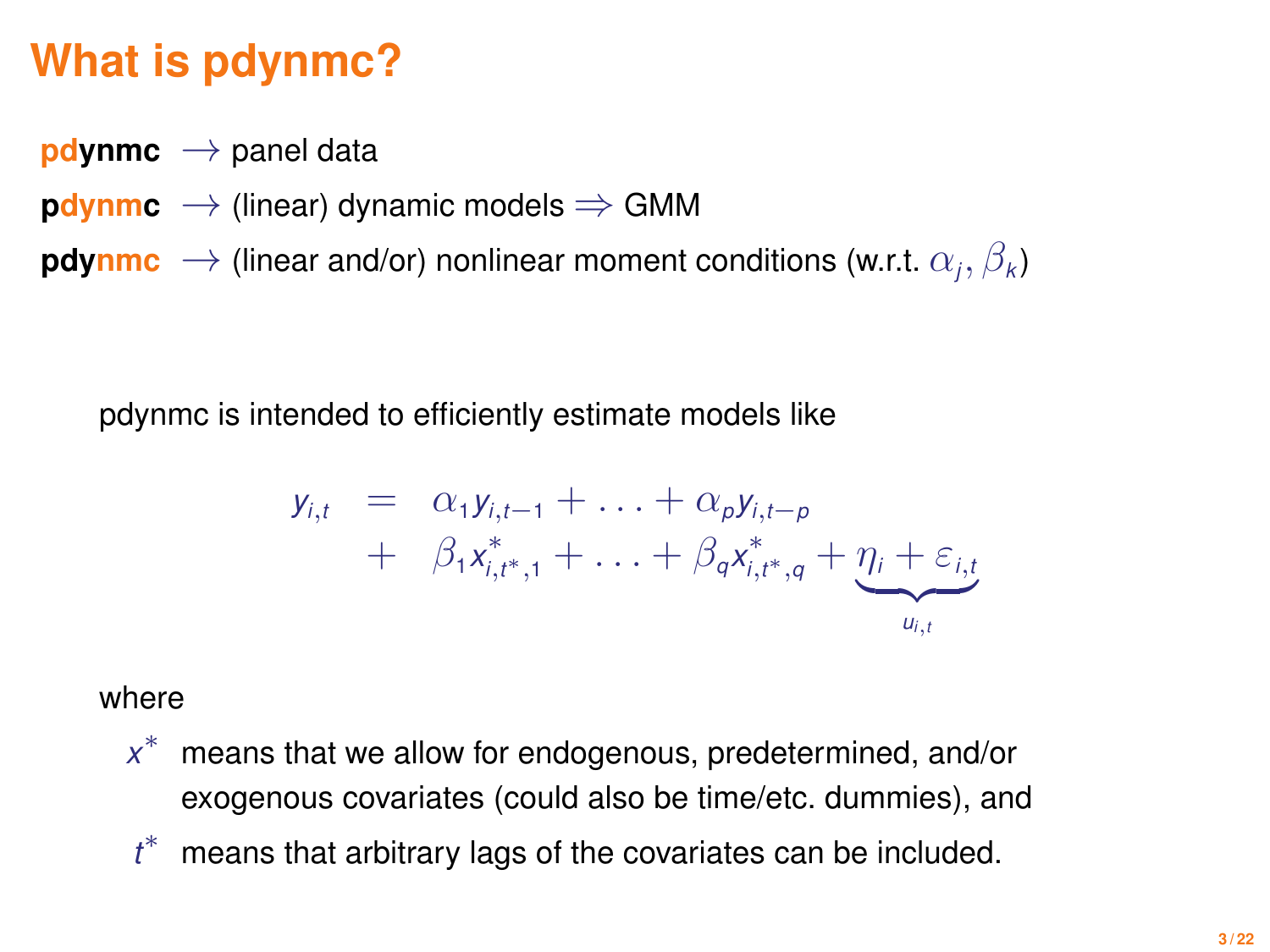# What is pdynmc?

**pd**ynmc $\longrightarrow$ panel data

**p**dynm**c** $\longrightarrow$ (linear) dynamic models $\Rightarrow$ GMM

**pdy**nmc $\longrightarrow$ (linear and/or) nonlinear moment conditions (w.r.t. $\alpha_j, \beta_k$)

pdynmc is intended to efficiently estimate models like

$$
\begin{aligned}
y_{i,t} &= \alpha_1 y_{i,t-1} + \ldots + \alpha_p y_{i,t-p} \\
&+ \beta_1 x^*_{i,t^*,1} + \ldots + \beta_q x^*_{i,t^*,q} + \underbrace{\eta_i + \varepsilon_{i,t}}_{u_{i,t}}
\end{aligned}
$$

where

- $x^*$ means that we allow for endogenous, predetermined, and/or exogenous covariates (could also be time/etc. dummies), and
- $t^*$ means that arbitrary lags of the covariates can be included.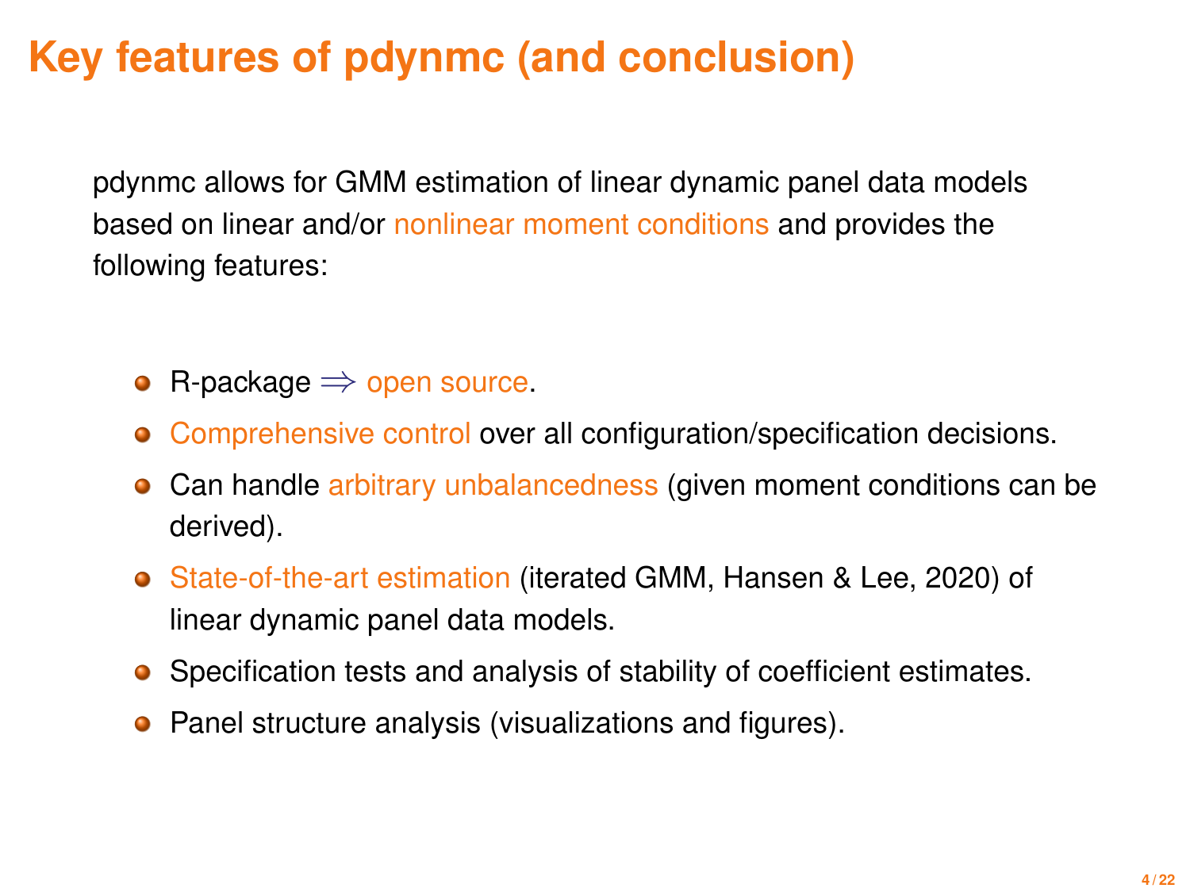# Key features of pdynmc (and conclusion)

pdynmc allows for GMM estimation of linear dynamic panel data models based on linear and/or nonlinear moment conditions and provides the following features:

- R-package $\Rightarrow$ open source.
- Comprehensive control over all configuration/specification decisions.
- Can handle arbitrary unbalancedness (given moment conditions can be derived).
- State-of-the-art estimation (iterated GMM, Hansen & Lee, 2020) of linear dynamic panel data models.
- Specification tests and analysis of stability of coefficient estimates.
- Panel structure analysis (visualizations and figures).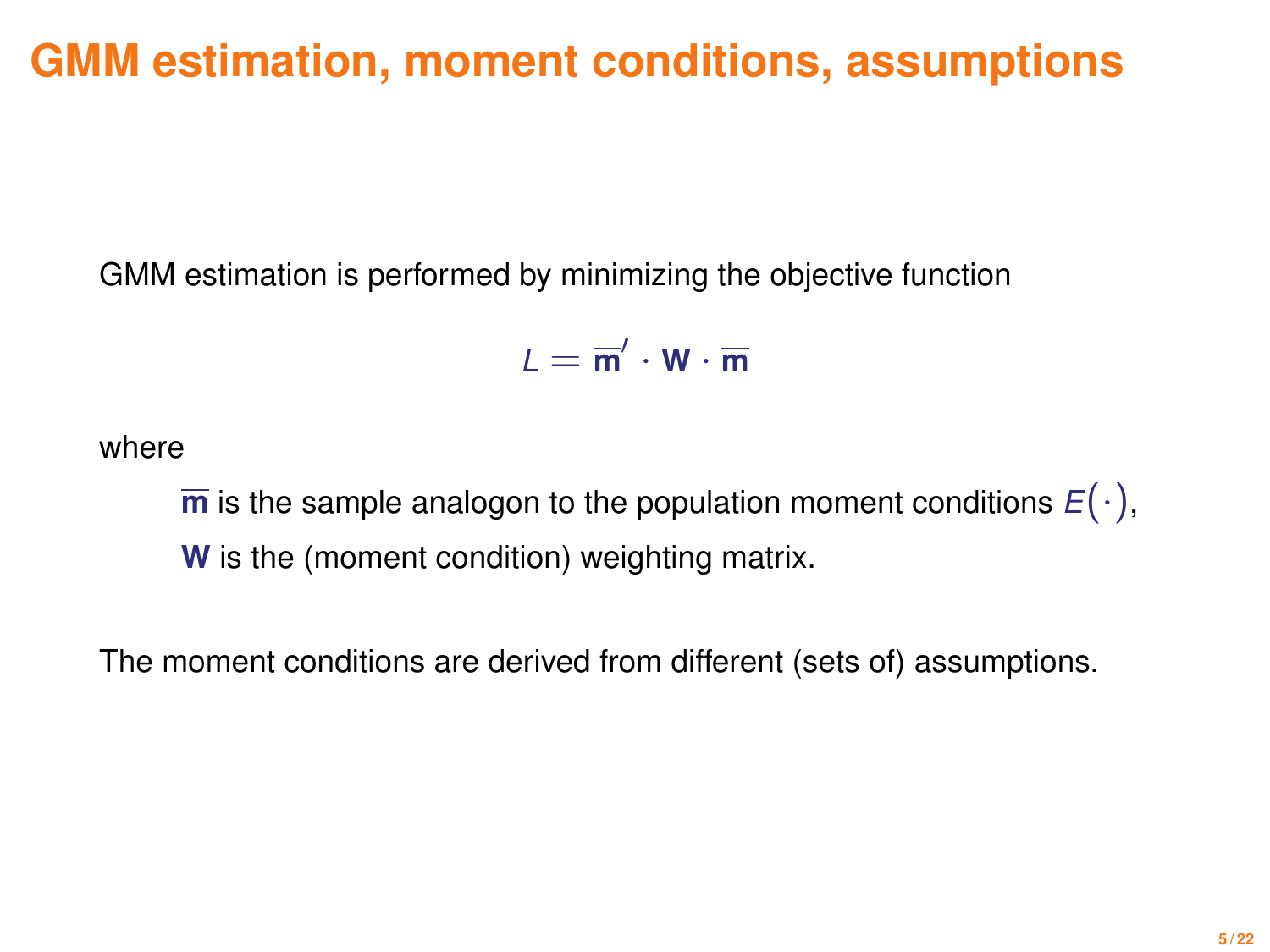# GMM estimation, moment conditions, assumptions

GMM estimation is performed by minimizing the objective function

$$L = \overline{\mathbf{m}}' \cdot \mathbf{W} \cdot \overline{\mathbf{m}}$$

where

$\overline{\mathbf{m}}$ is the sample analogon to the population moment conditions $E(\cdot)$,

$\mathbf{W}$ is the (moment condition) weighting matrix.

The moment conditions are derived from different (sets of) assumptions.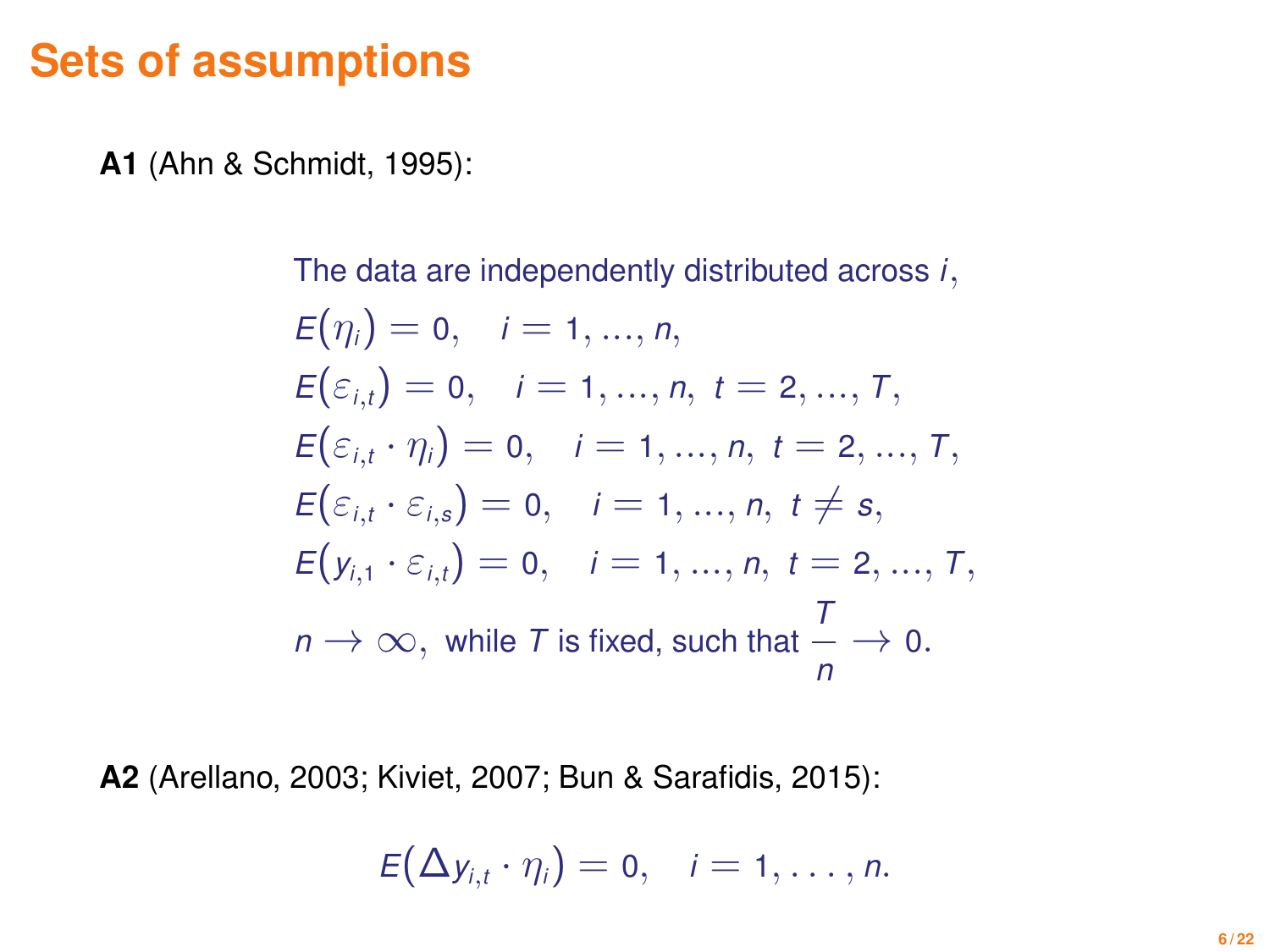# Sets of assumptions

**A1** (Ahn & Schmidt, 1995):

The data are independently distributed across $i$,

$$
\begin{aligned}
&E(\eta_i) = 0, \quad i = 1, \ldots, n, \\
&E(\varepsilon_{i,t}) = 0, \quad i = 1, \ldots, n,\ t = 2, \ldots, T, \\
&E(\varepsilon_{i,t} \cdot \eta_i) = 0, \quad i = 1, \ldots, n,\ t = 2, \ldots, T, \\
&E(\varepsilon_{i,t} \cdot \varepsilon_{i,s}) = 0, \quad i = 1, \ldots, n,\ t \neq s, \\
&E(y_{i,1} \cdot \varepsilon_{i,t}) = 0, \quad i = 1, \ldots, n,\ t = 2, \ldots, T, \\
&n \to \infty, \text{ while } T \text{ is fixed, such that } \frac{T}{n} \to 0.
\end{aligned}
$$

**A2** (Arellano, 2003; Kiviet, 2007; Bun & Sarafidis, 2015):

$$
E(\Delta y_{i,t} \cdot \eta_i) = 0, \quad i = 1, \ldots, n.
$$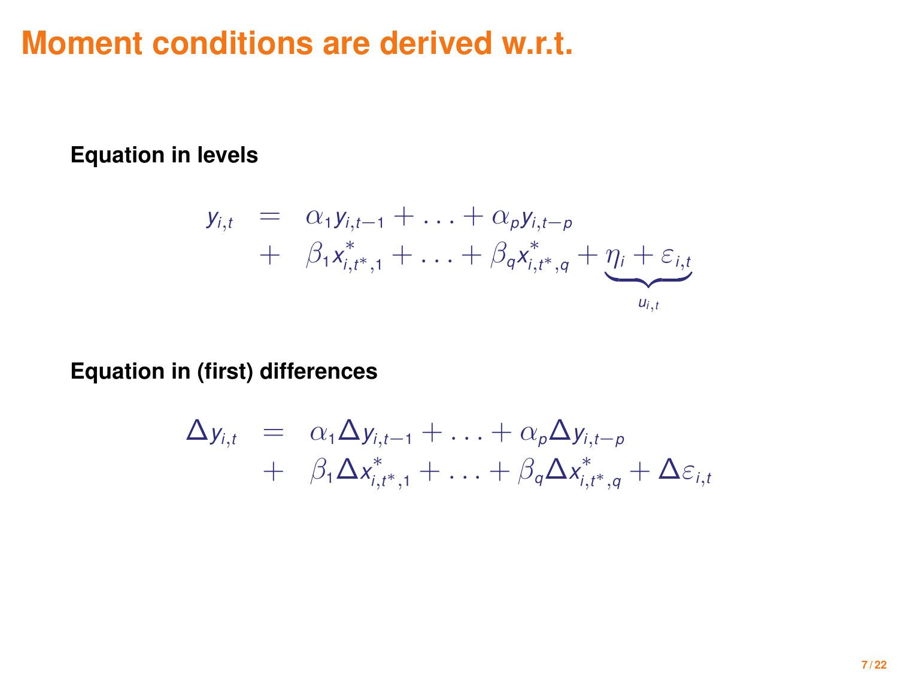# Moment conditions are derived w.r.t.

**Equation in levels**

$$
\begin{aligned}
y_{i,t} &= \alpha_1 y_{i,t-1} + \ldots + \alpha_p y_{i,t-p} \\
&+ \beta_1 x^*_{i,t^*,1} + \ldots + \beta_q x^*_{i,t^*,q} + \underbrace{\eta_i + \varepsilon_{i,t}}_{u_{i,t}}
\end{aligned}
$$

**Equation in (first) differences**

$$
\begin{aligned}
\Delta y_{i,t} &= \alpha_1 \Delta y_{i,t-1} + \ldots + \alpha_p \Delta y_{i,t-p} \\
&+ \beta_1 \Delta x^*_{i,t^*,1} + \ldots + \beta_q \Delta x^*_{i,t^*,q} + \Delta \varepsilon_{i,t}
\end{aligned}
$$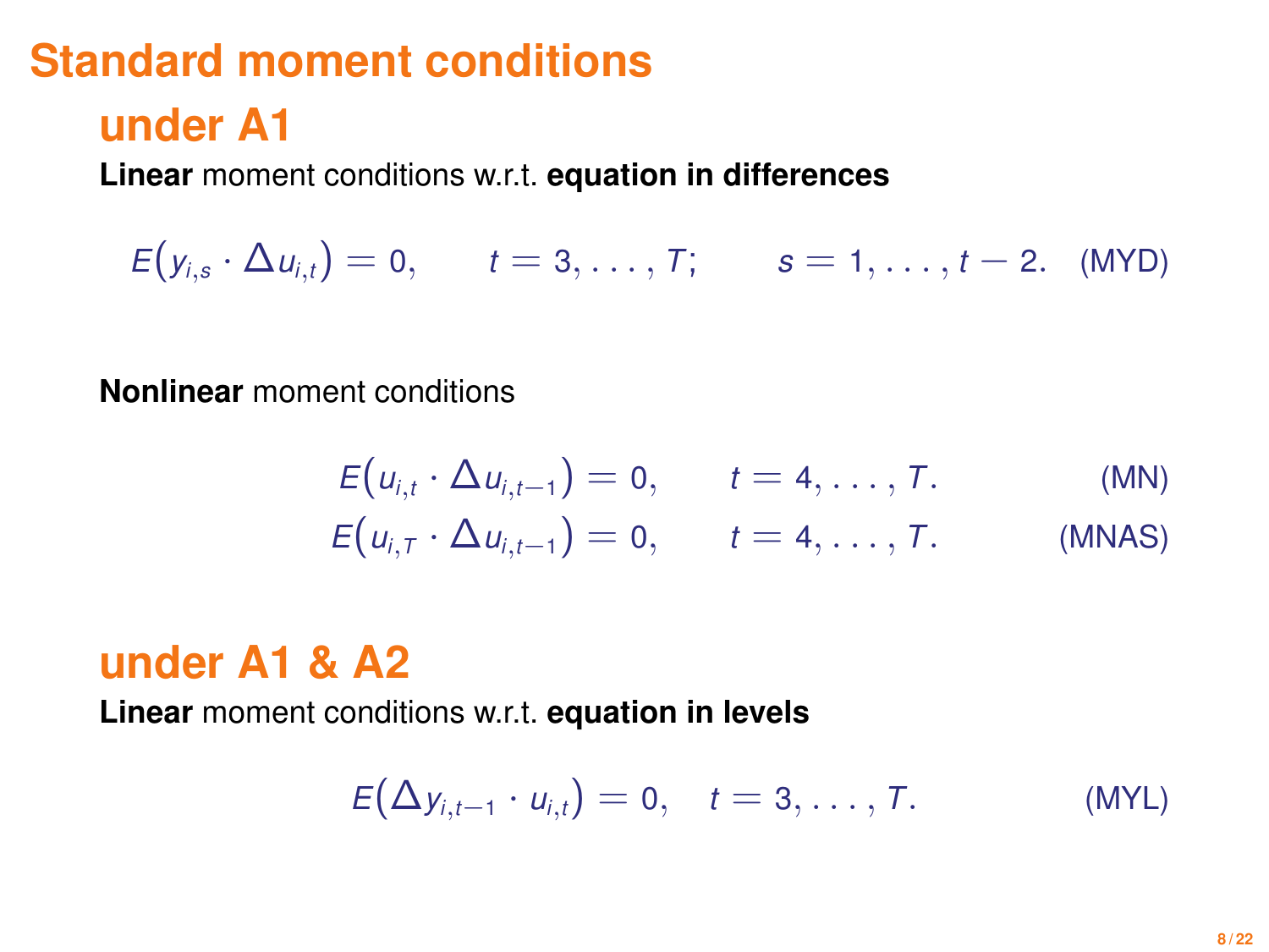# Standard moment conditions

## under A1

**Linear** moment conditions w.r.t. **equation in differences**

$$E\big(y_{i,s} \cdot \Delta u_{i,t}\big) = 0, \qquad t = 3, \ldots, T; \qquad s = 1, \ldots, t-2. \quad \text{(MYD)}$$

**Nonlinear** moment conditions

$$E\big(u_{i,t} \cdot \Delta u_{i,t-1}\big) = 0, \qquad t = 4, \ldots, T. \qquad \text{(MN)}$$

$$E\big(u_{i,T} \cdot \Delta u_{i,t-1}\big) = 0, \qquad t = 4, \ldots, T. \qquad \text{(MNAS)}$$

## under A1 & A2

**Linear** moment conditions w.r.t. **equation in levels**

$$E\big(\Delta y_{i,t-1} \cdot u_{i,t}\big) = 0, \quad t = 3, \ldots, T. \qquad \text{(MYL)}$$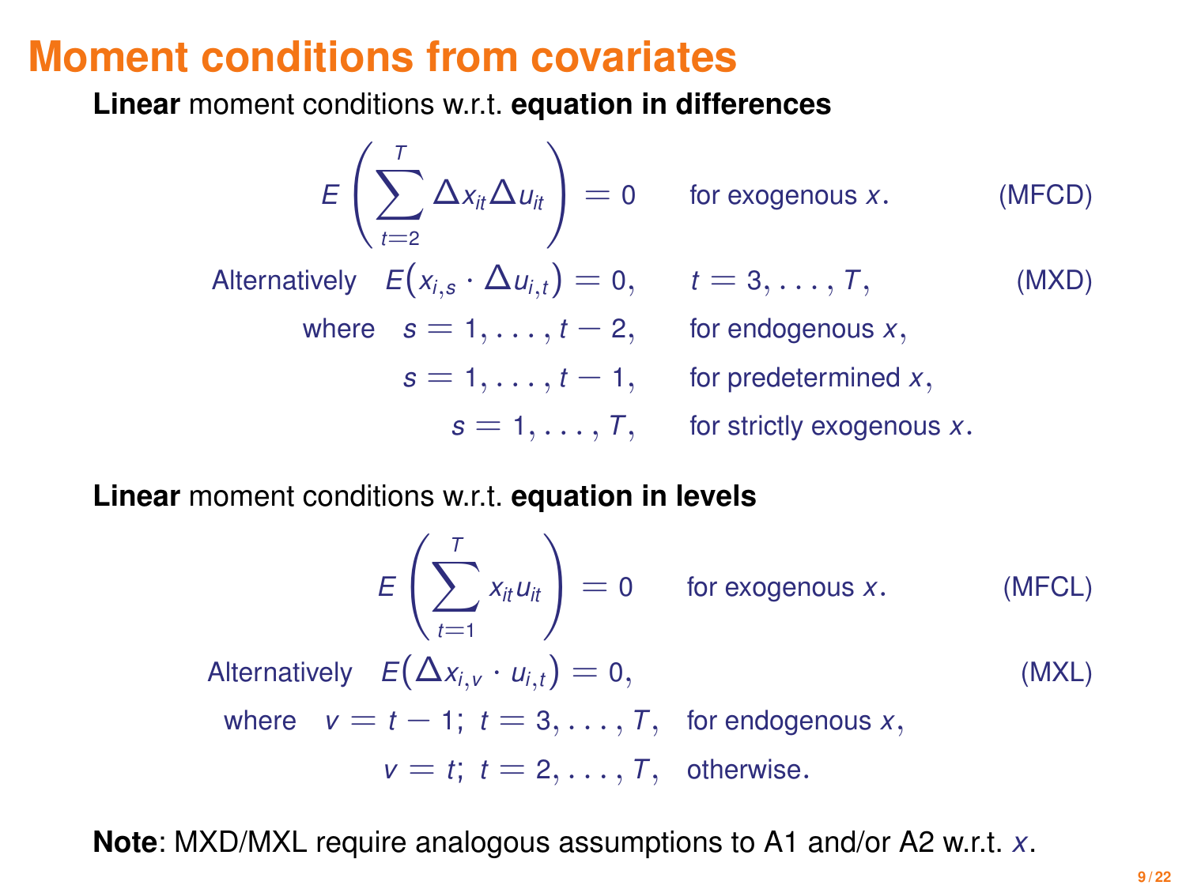# Moment conditions from covariates

**Linear** moment conditions w.r.t. **equation in differences**

$$E\left(\sum_{t=2}^{T} \Delta x_{it} \Delta u_{it}\right) = 0 \qquad \text{for exogenous } x. \qquad \text{(MFCD)}$$

$$\text{Alternatively} \quad E\big(x_{i,s} \cdot \Delta u_{i,t}\big) = 0, \qquad t = 3, \ldots, T, \qquad \text{(MXD)}$$

$$\begin{aligned}
\text{where} \quad s &= 1, \ldots, t-2, \qquad \text{for endogenous } x, \\
s &= 1, \ldots, t-1, \qquad \text{for predetermined } x, \\
s &= 1, \ldots, T, \qquad \text{for strictly exogenous } x.
\end{aligned}$$

**Linear** moment conditions w.r.t. **equation in levels**

$$E\left(\sum_{t=1}^{T} x_{it} u_{it}\right) = 0 \qquad \text{for exogenous } x. \qquad \text{(MFCL)}$$

$$\text{Alternatively} \quad E\big(\Delta x_{i,v} \cdot u_{i,t}\big) = 0, \qquad \text{(MXL)}$$

$$\begin{aligned}
\text{where} \quad v = t-1;\ t &= 3, \ldots, T, \quad \text{for endogenous } x, \\
v = t;\ t &= 2, \ldots, T, \quad \text{otherwise.}
\end{aligned}$$

**Note**: MXD/MXL require analogous assumptions to A1 and/or A2 w.r.t. $x$.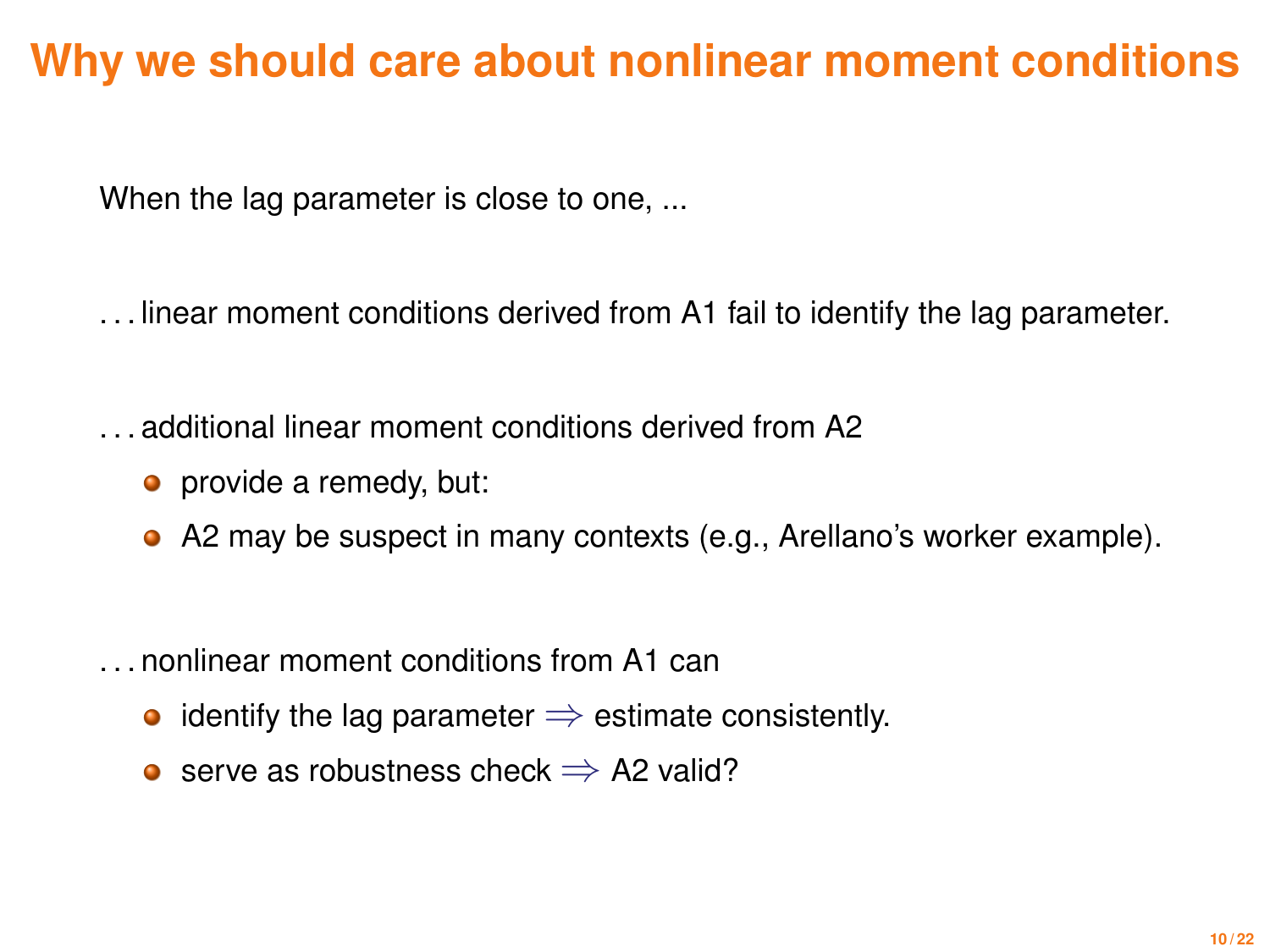# Why we should care about nonlinear moment conditions

When the lag parameter is close to one, ...

...linear moment conditions derived from A1 fail to identify the lag parameter.

...additional linear moment conditions derived from A2

- provide a remedy, but:
- A2 may be suspect in many contexts (e.g., Arellano's worker example).

...nonlinear moment conditions from A1 can

- identify the lag parameter $\Rightarrow$ estimate consistently.
- serve as robustness check $\Rightarrow$ A2 valid?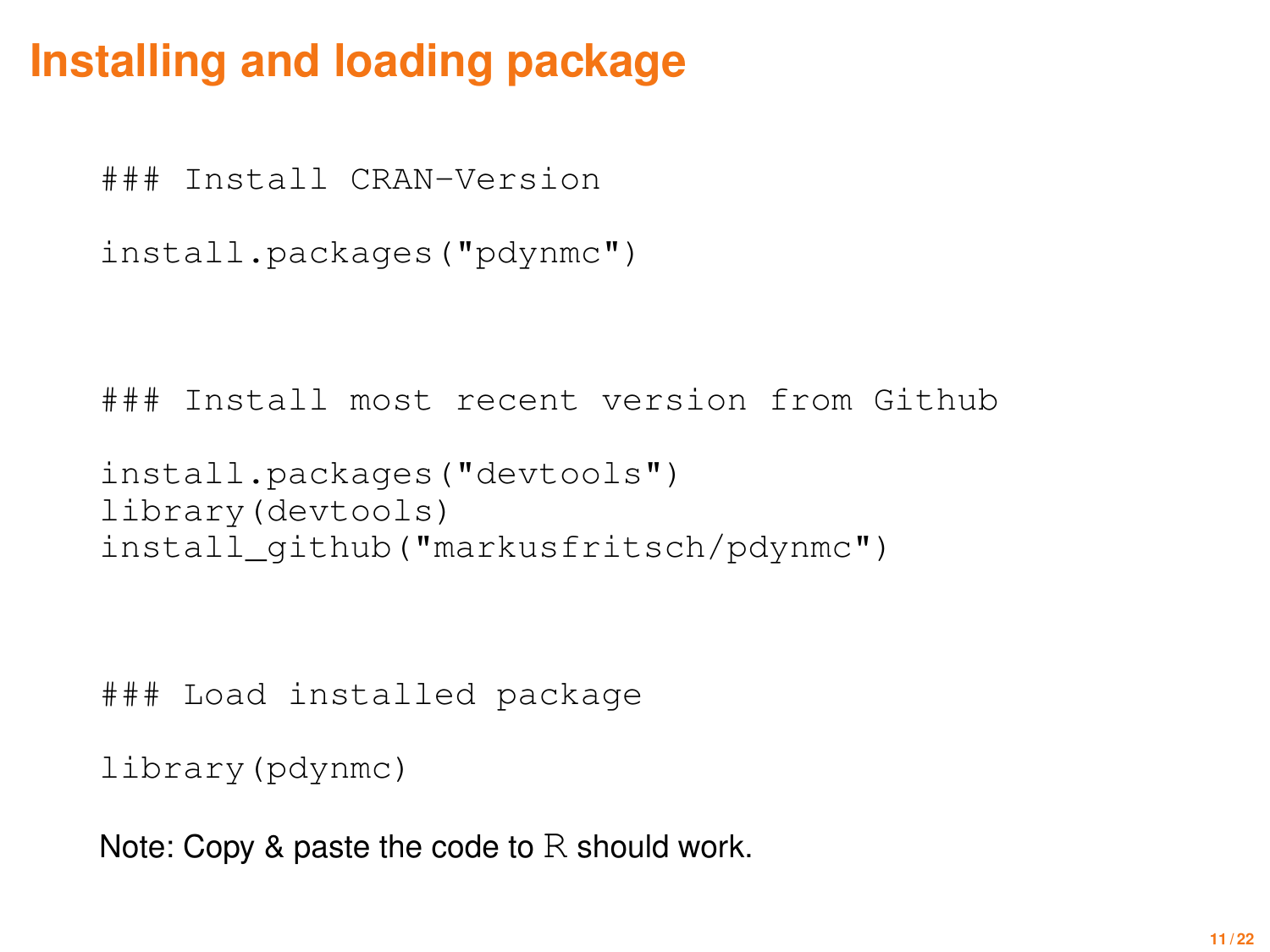# Installing and loading package

```
### Install CRAN-Version

install.packages("pdynmc")



### Install most recent version from Github

install.packages("devtools")
library(devtools)
install_github("markusfritsch/pdynmc")



### Load installed package

library(pdynmc)
```

Note: Copy & paste the code to $\mathbb{R}$ should work.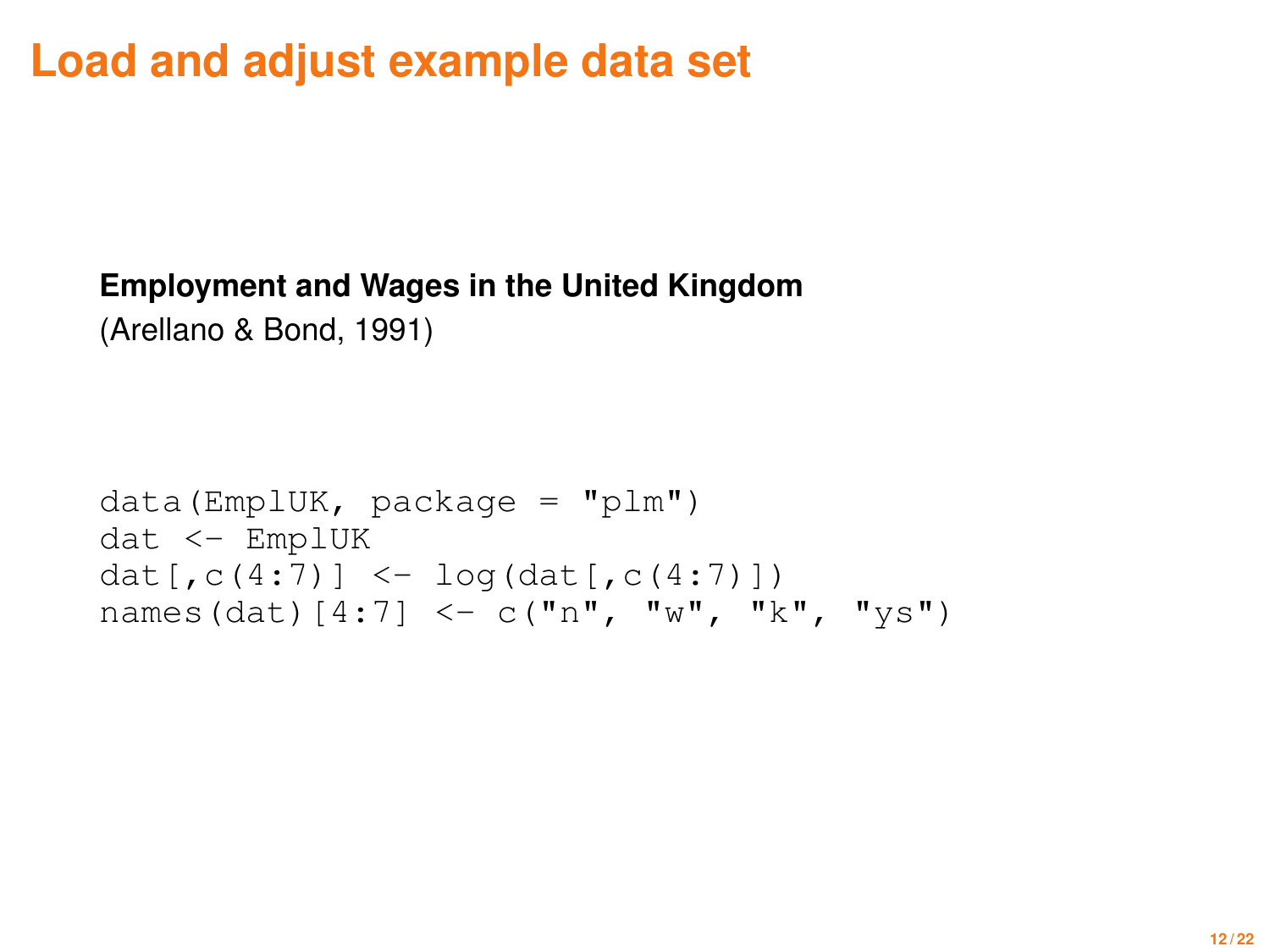# Load and adjust example data set

**Employment and Wages in the United Kingdom**

(Arellano & Bond, 1991)

```
data(EmplUK, package = "plm")
dat <- EmplUK
dat[,c(4:7)] <- log(dat[,c(4:7)])
names(dat)[4:7] <- c("n", "w", "k", "ys")
```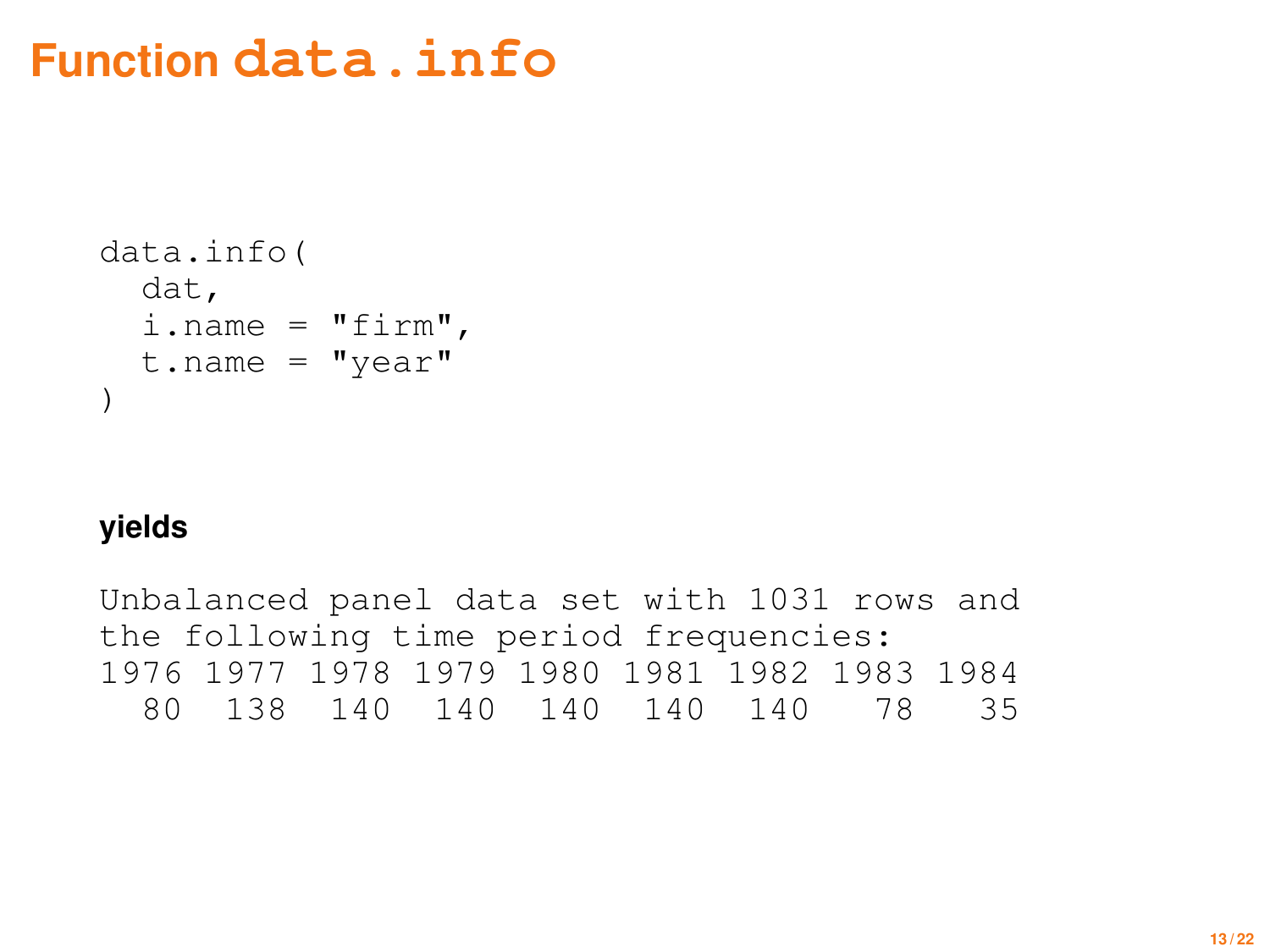# Function `data.info`

```
data.info(
  dat,
  i.name = "firm",
  t.name = "year"
)
```

**yields**

```
Unbalanced panel data set with 1031 rows and
the following time period frequencies:
1976 1977 1978 1979 1980 1981 1982 1983 1984
  80  138  140  140  140  140  140   78   35
```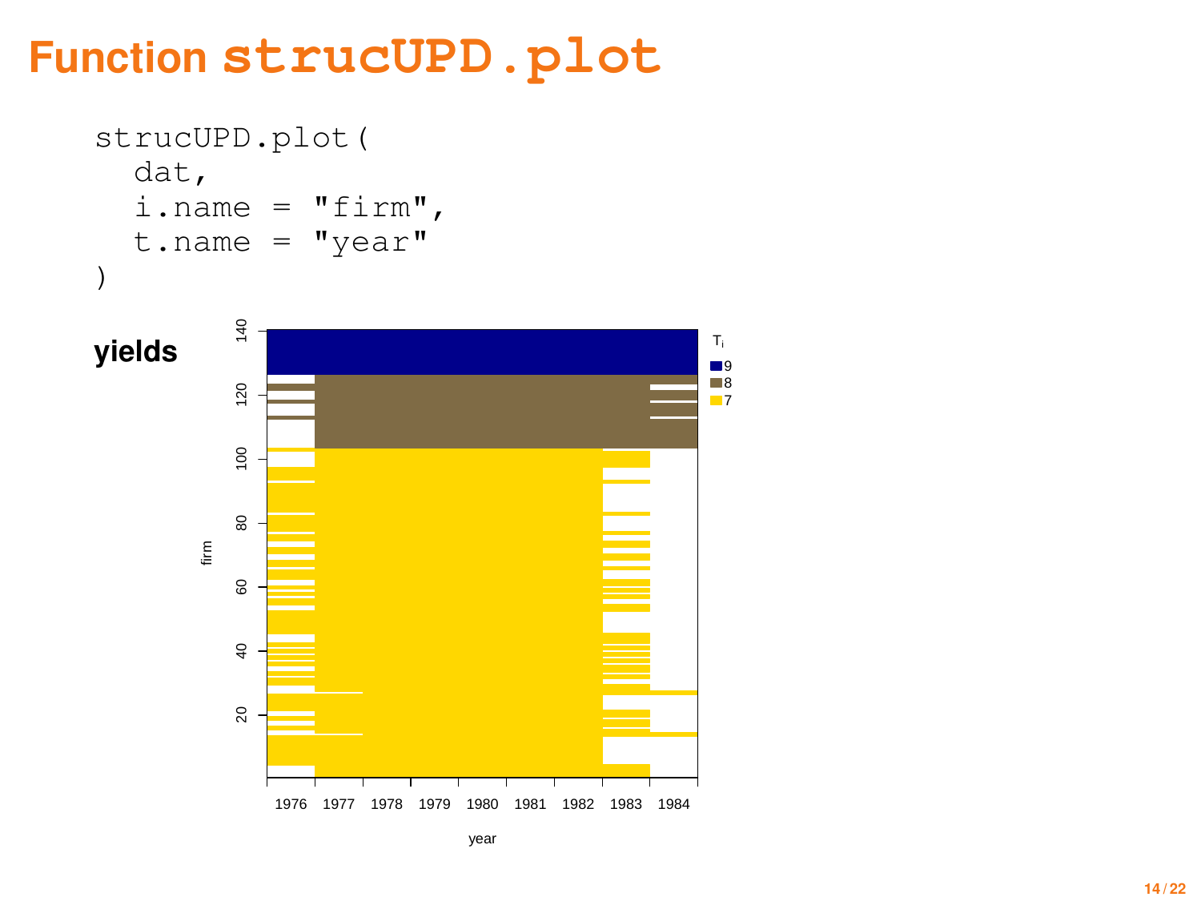# Function `strucUPD.plot`

```
strucUPD.plot(
  dat,
  i.name = "firm",
  t.name = "year"
)
```

**yields**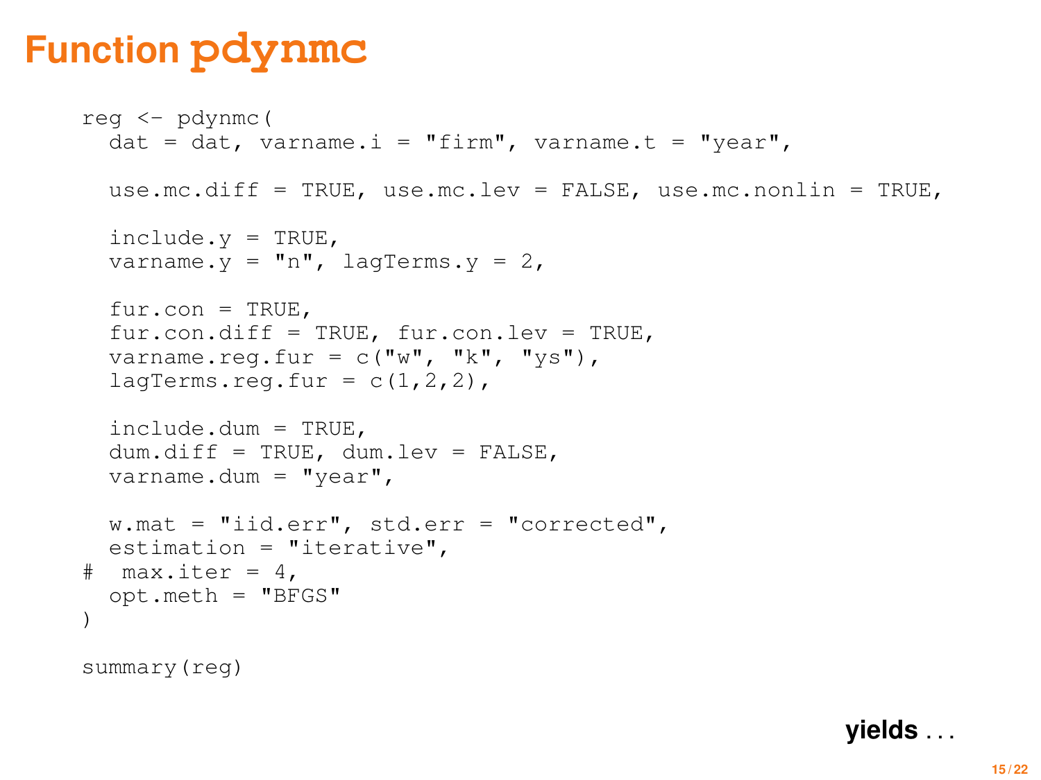# Function pdynmc

```
reg <- pdynmc(
  dat = dat, varname.i = "firm", varname.t = "year",

  use.mc.diff = TRUE, use.mc.lev = FALSE, use.mc.nonlin = TRUE,

  include.y = TRUE,
  varname.y = "n", lagTerms.y = 2,

  fur.con = TRUE,
  fur.con.diff = TRUE, fur.con.lev = TRUE,
  varname.reg.fur = c("w", "k", "ys"),
  lagTerms.reg.fur = c(1,2,2),

  include.dum = TRUE,
  dum.diff = TRUE, dum.lev = FALSE,
  varname.dum = "year",

  w.mat = "iid.err", std.err = "corrected",
  estimation = "iterative",
#  max.iter = 4,
  opt.meth = "BFGS"
)

summary(reg)
```

**yields** . . .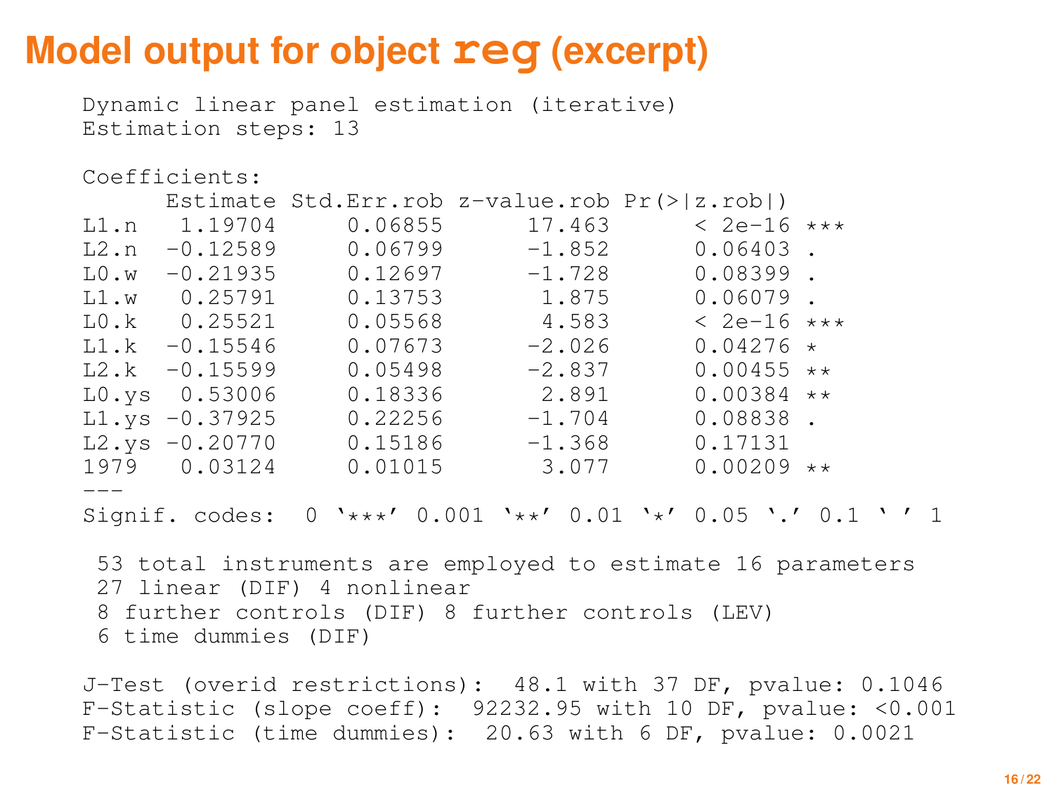# Model output for object `reg` (excerpt)

```
Dynamic linear panel estimation (iterative)
Estimation steps: 13

Coefficients:
      Estimate Std.Err.rob z-value.rob Pr(>|z.rob|)
L1.n   1.19704     0.06855      17.463      < 2e-16 ***
L2.n  -0.12589     0.06799      -1.852      0.06403 .
L0.w  -0.21935     0.12697      -1.728      0.08399 .
L1.w   0.25791     0.13753       1.875      0.06079 .
L0.k   0.25521     0.05568       4.583      < 2e-16 ***
L1.k  -0.15546     0.07673      -2.026      0.04276 *
L2.k  -0.15599     0.05498      -2.837      0.00455 **
L0.ys  0.53006     0.18336       2.891      0.00384 **
L1.ys -0.37925     0.22256      -1.704      0.08838 .
L2.ys -0.20770     0.15186      -1.368      0.17131
1979   0.03124     0.01015       3.077      0.00209 **
---
Signif. codes:  0 '***' 0.001 '**' 0.01 '*' 0.05 '.' 0.1 ' ' 1

 53 total instruments are employed to estimate 16 parameters
 27 linear (DIF) 4 nonlinear
 8 further controls (DIF) 8 further controls (LEV)
 6 time dummies (DIF)

J-Test (overid restrictions):  48.1 with 37 DF, pvalue: 0.1046
F-Statistic (slope coeff):  92232.95 with 10 DF, pvalue: <0.001
F-Statistic (time dummies):  20.63 with 6 DF, pvalue: 0.0021
```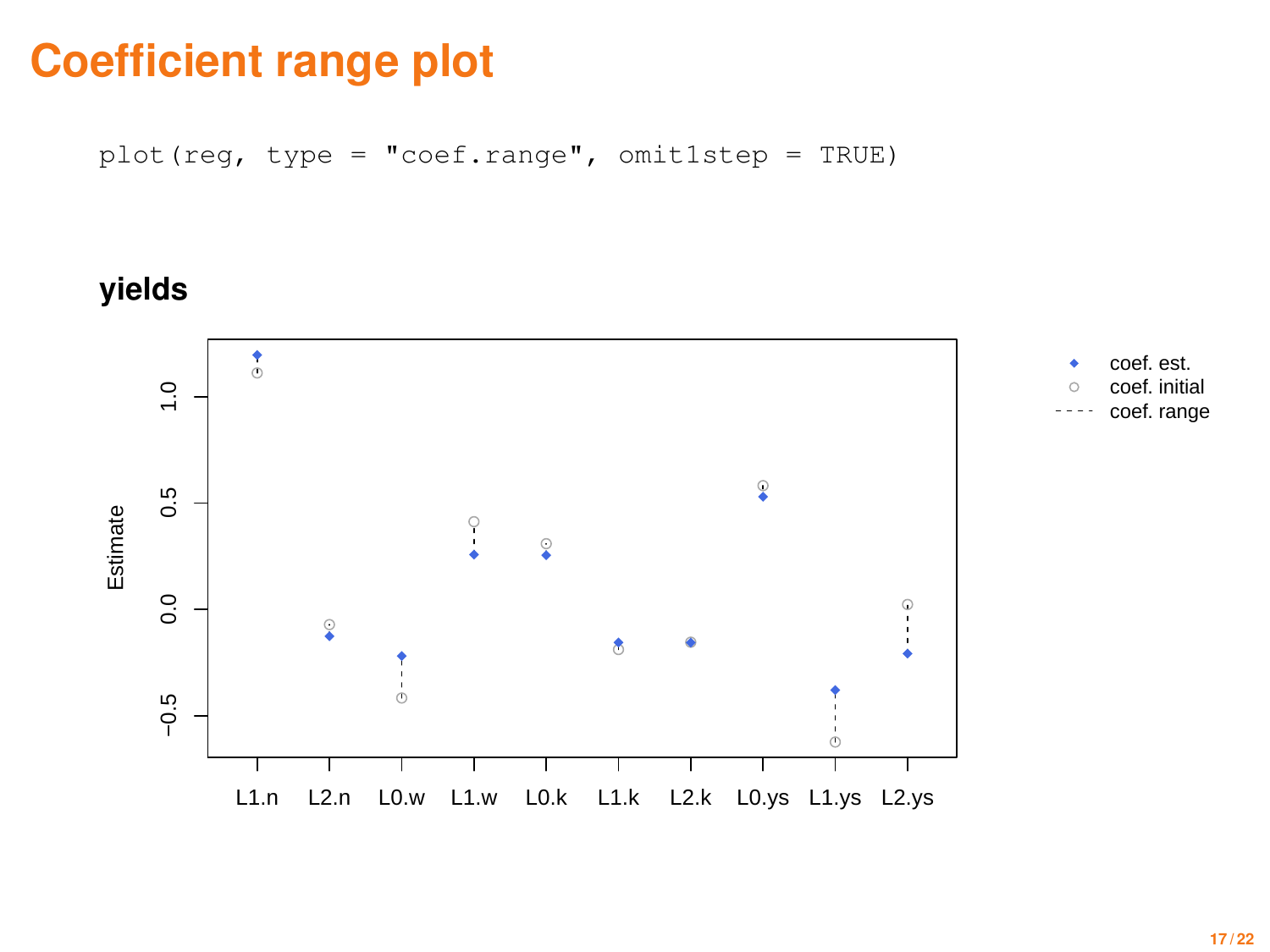# Coefficient range plot

```
plot(reg, type = "coef.range", omit1step = TRUE)
```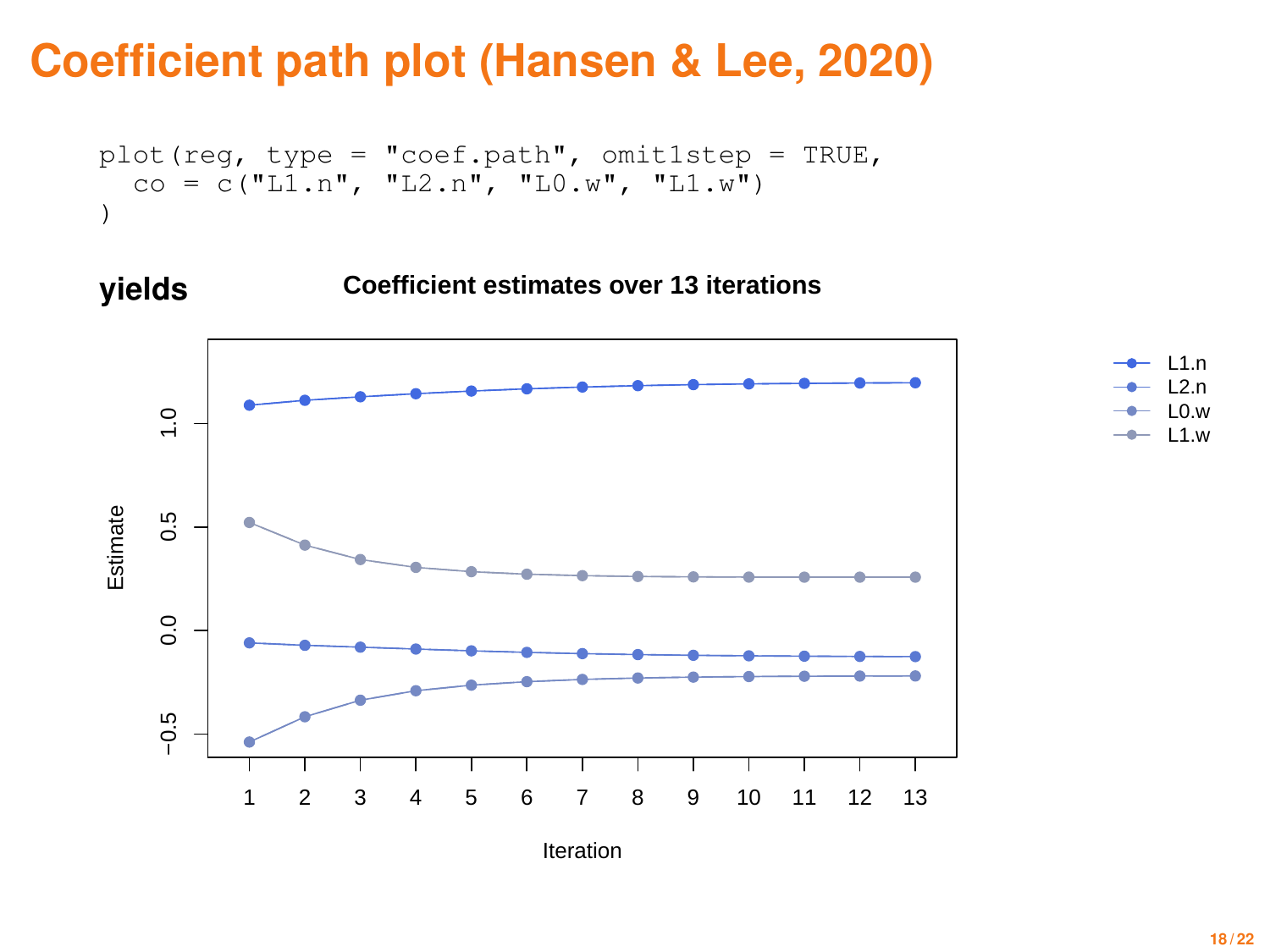# Coefficient path plot (Hansen & Lee, 2020)

```
plot(reg, type = "coef.path", omit1step = TRUE,
  co = c("L1.n", "L2.n", "L0.w", "L1.w")
)
```

**yields**

**Coefficient estimates over 13 iterations**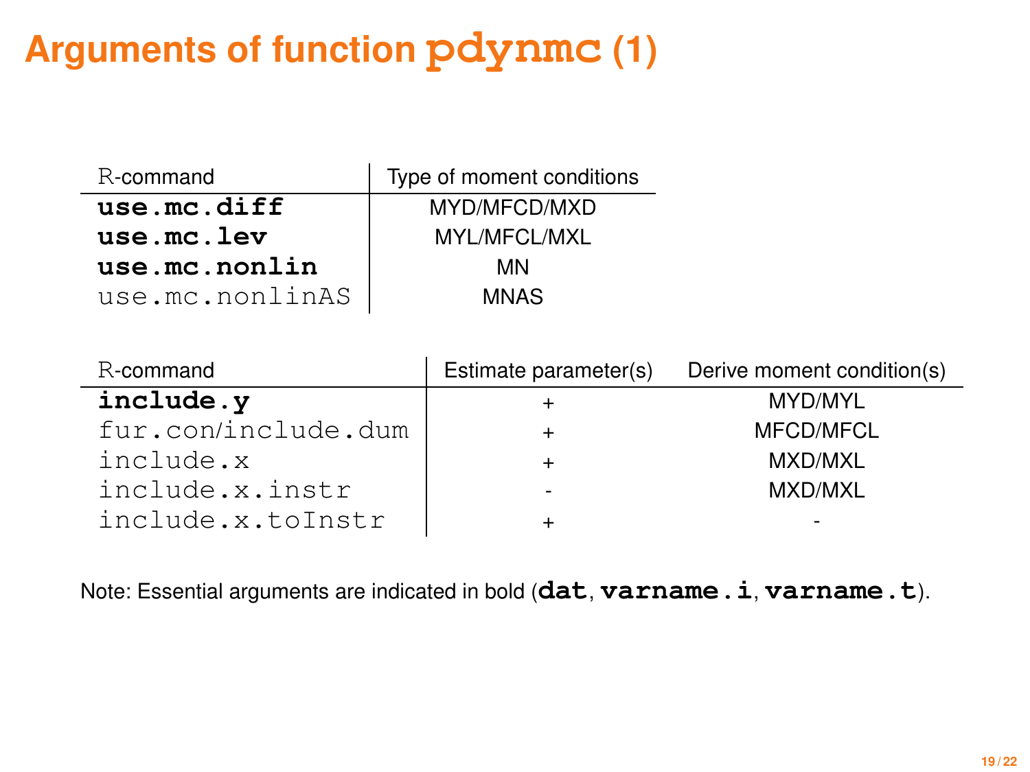# Arguments of function `pdynmc` (1)

| R-command | Type of moment conditions |
|---|---|
| **`use.mc.diff`** | MYD/MFCD/MXD |
| **`use.mc.lev`** | MYL/MFCL/MXL |
| **`use.mc.nonlin`** | MN |
| `use.mc.nonlinAS` | MNAS |

| R-command | Estimate parameter(s) | Derive moment condition(s) |
|---|---|---|
| **`include.y`** | + | MYD/MYL |
| `fur.con/include.dum` | + | MFCD/MFCL |
| `include.x` | + | MXD/MXL |
| `include.x.instr` | - | MXD/MXL |
| `include.x.toInstr` | + | - |

Note: Essential arguments are indicated in bold (**`dat`**, **`varname.i`**, **`varname.t`**).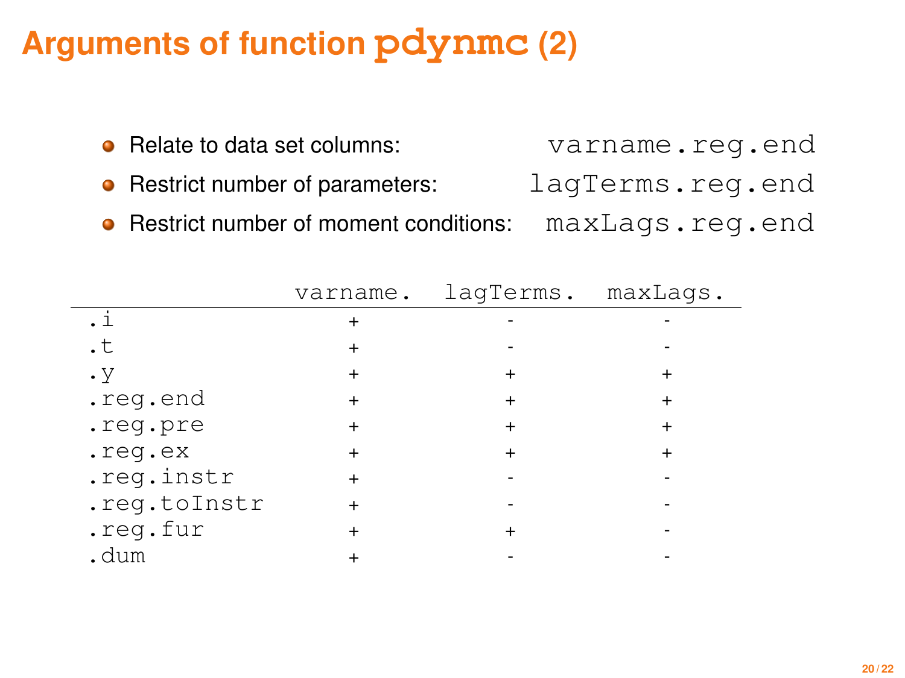# Arguments of function `pdynmc` (2)

- Relate to data set columns: `varname.reg.end`
- Restrict number of parameters: `lagTerms.reg.end`
- Restrict number of moment conditions: `maxLags.reg.end`

| | `varname.` | `lagTerms.` | `maxLags.` |
|---|---|---|---|
| `.i` | + | - | - |
| `.t` | + | - | - |
| `.y` | + | + | + |
| `.reg.end` | + | + | + |
| `.reg.pre` | + | + | + |
| `.reg.ex` | + | + | + |
| `.reg.instr` | + | - | - |
| `.reg.toInstr` | + | - | - |
| `.reg.fur` | + | + | - |
| `.dum` | + | - | - |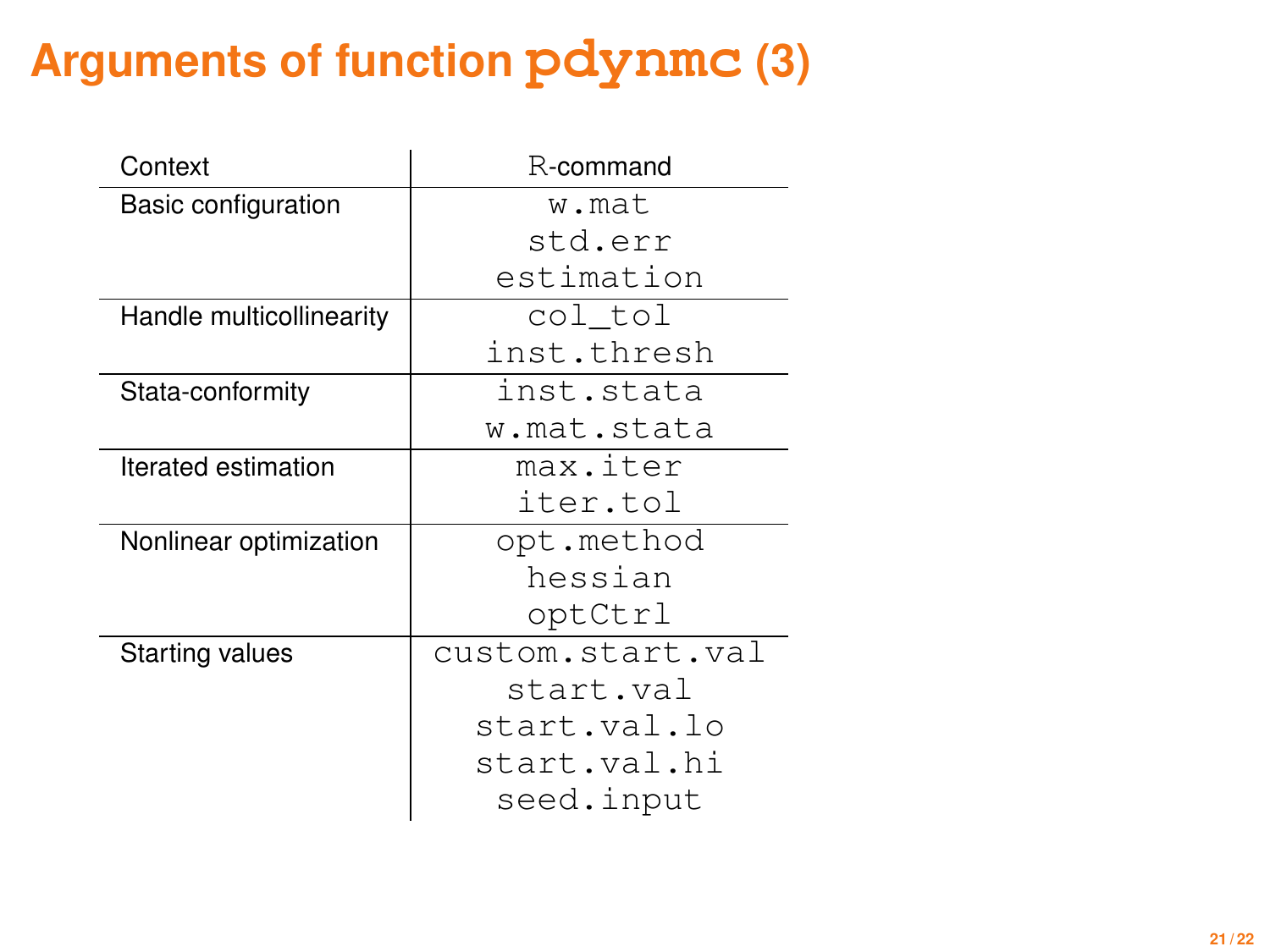# Arguments of function `pdynmc` (3)

| Context | R-command |
|---|---|
| Basic configuration | `w.mat` |
| | `std.err` |
| | `estimation` |
| Handle multicollinearity | `col_tol` |
| | `inst.thresh` |
| Stata-conformity | `inst.stata` |
| | `w.mat.stata` |
| Iterated estimation | `max.iter` |
| | `iter.tol` |
| Nonlinear optimization | `opt.method` |
| | `hessian` |
| | `optCtrl` |
| Starting values | `custom.start.val` |
| | `start.val` |
| | `start.val.lo` |
| | `start.val.hi` |
| | `seed.input` |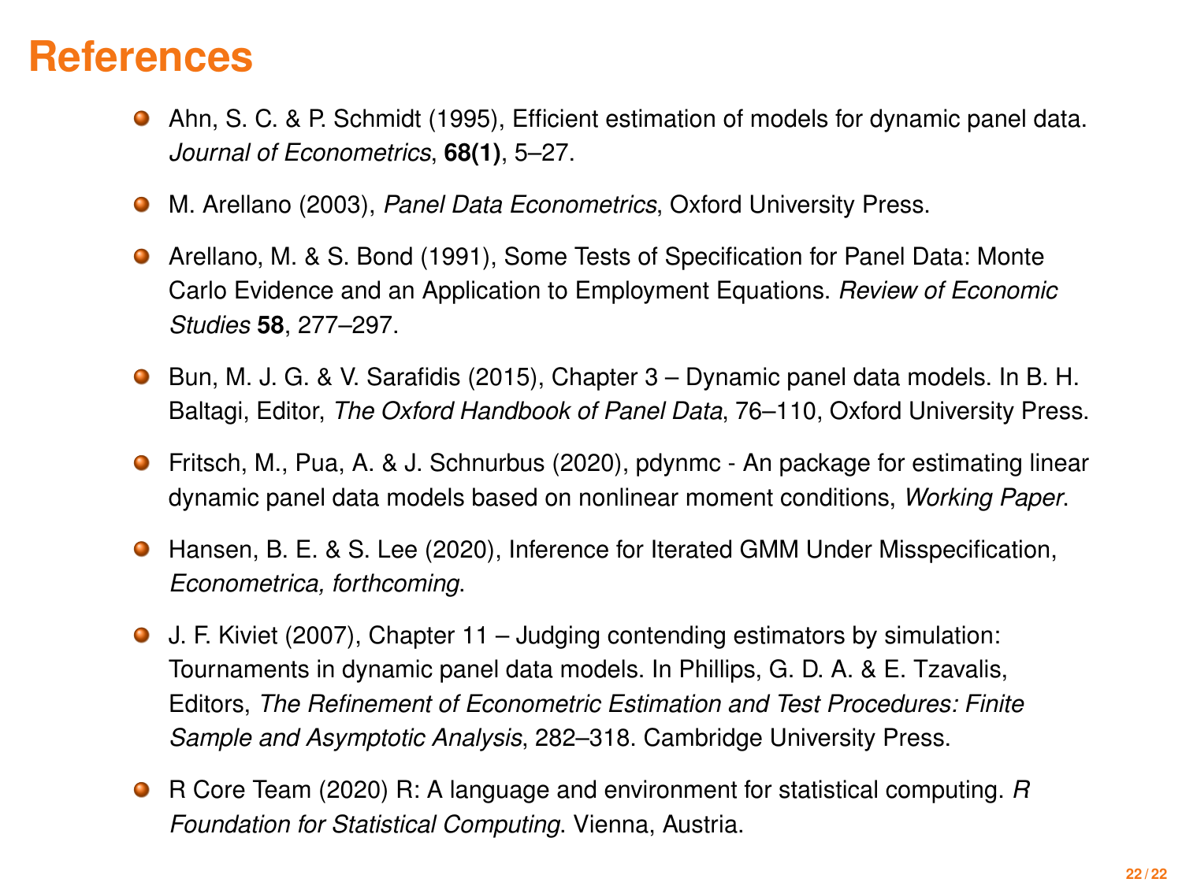# References

- Ahn, S. C. & P. Schmidt (1995), Efficient estimation of models for dynamic panel data. *Journal of Econometrics*, **68(1)**, 5–27.
- M. Arellano (2003), *Panel Data Econometrics*, Oxford University Press.
- Arellano, M. & S. Bond (1991), Some Tests of Specification for Panel Data: Monte Carlo Evidence and an Application to Employment Equations. *Review of Economic Studies* **58**, 277–297.
- Bun, M. J. G. & V. Sarafidis (2015), Chapter 3 – Dynamic panel data models. In B. H. Baltagi, Editor, *The Oxford Handbook of Panel Data*, 76–110, Oxford University Press.
- Fritsch, M., Pua, A. & J. Schnurbus (2020), pdynmc - An package for estimating linear dynamic panel data models based on nonlinear moment conditions, *Working Paper*.
- Hansen, B. E. & S. Lee (2020), Inference for Iterated GMM Under Misspecification, *Econometrica, forthcoming*.
- J. F. Kiviet (2007), Chapter 11 – Judging contending estimators by simulation: Tournaments in dynamic panel data models. In Phillips, G. D. A. & E. Tzavalis, Editors, *The Refinement of Econometric Estimation and Test Procedures: Finite Sample and Asymptotic Analysis*, 282–318. Cambridge University Press.
- R Core Team (2020) R: A language and environment for statistical computing. *R Foundation for Statistical Computing*. Vienna, Austria.